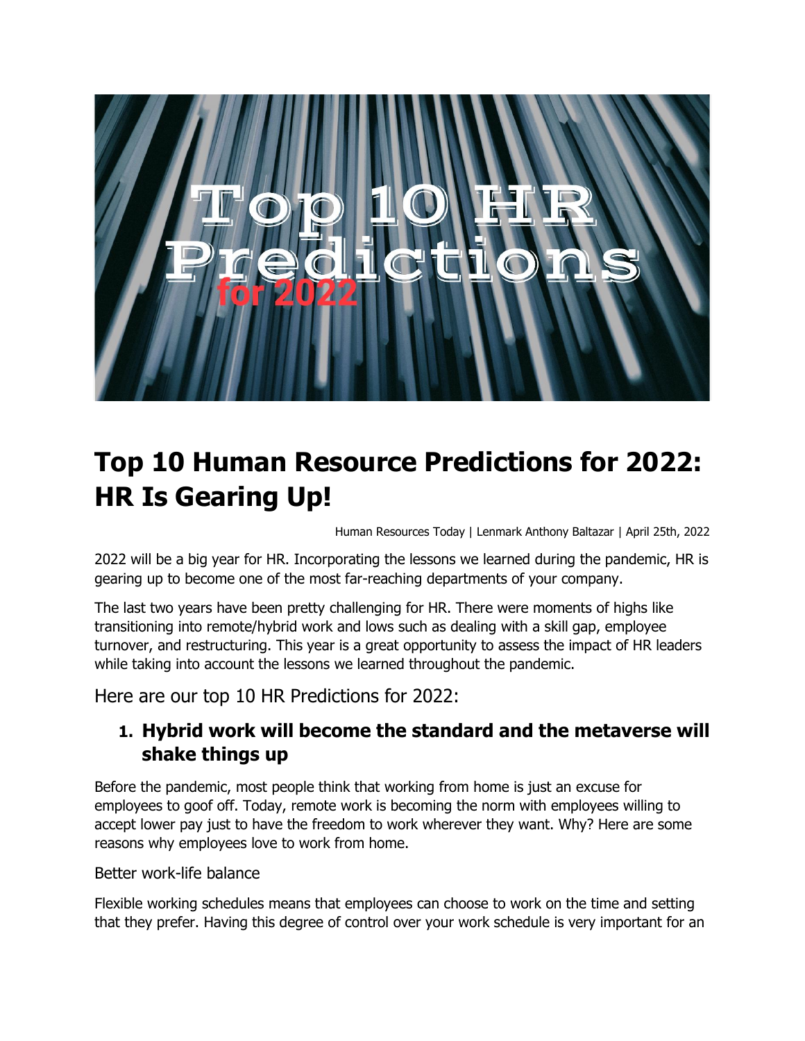# Top 10 Human Resource Predictions for 2022: HR Is Gearing Up!

Human Resources Today | Lenmark Anthony Baltazar | April 25th, 2022

2022 will be a big year for HR. Incorporating the lessons we learned during the pandemic, HR is gearing up to become one of the most far-reaching departments of your company.

The last two years have been pretty challenging for HR. There were moments of highs like transitioning into remote/hybrid work and lows such as dealing with a skill gap, employee turnover, and restructuring. This year is a great opportunity to assess the impact of HR leaders while taking into account the lessons we learned throughout the pandemic.

Here are our top 10 HR Predictions for 2022:

## 1. Hybrid work will become the standard and the metaverse will shake things up

Before the pandemic, most people think that working from home is just an excuse for employees to goof off. Today, remote work is becoming the norm with employees willing to accept lower pay just to have the freedom to work wherever they want. Why? Here are some reasons why employees love to work from home.

Better work-life balance

Flexible working schedules means that employees can choose to work on the time and setting that they prefer. Having this degree of control over your work schedule is very important for an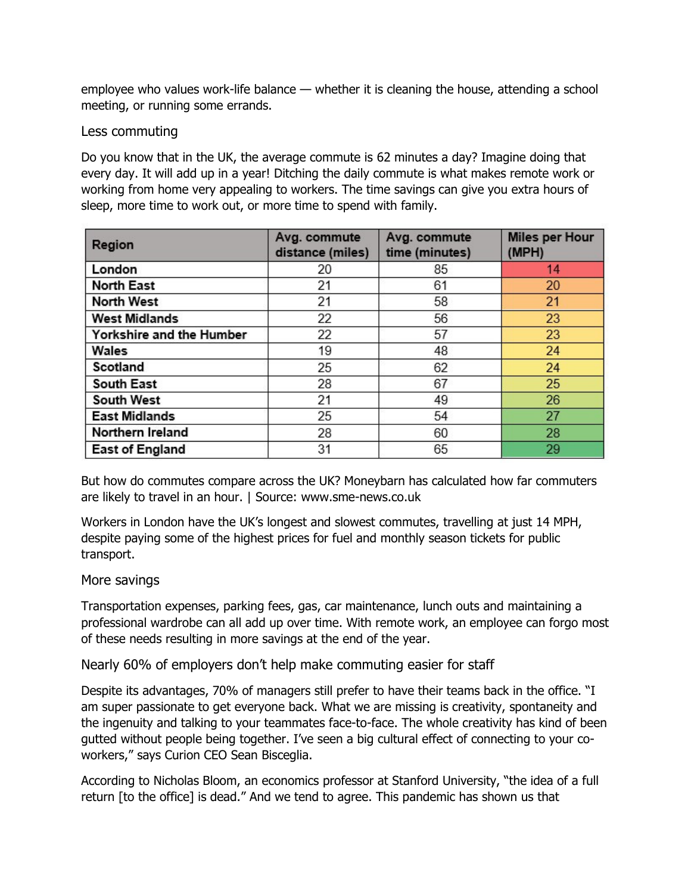employee who values work-life balance — whether it is cleaning the house, attending a school meeting, or running some errands.

## Less commuting

Do you know that in the UK, the average commute is 62 minutes a day? Imagine doing that every day. It will add up in a year! Ditching the daily commute is what makes remote work or working from home very appealing to workers. The time savings can give you extra hours of sleep, more time to work out, or more time to spend with family.

| Region | Avg. commute distance (miles) | Avg. commute time (minutes) | Miles per Hour (MPH) |
|---|---|---|---|
| London | 20 | 85 | 14 |
| North East | 21 | 61 | 20 |
| North West | 21 | 58 | 21 |
| West Midlands | 22 | 56 | 23 |
| Yorkshire and the Humber | 22 | 57 | 23 |
| Wales | 19 | 48 | 24 |
| Scotland | 25 | 62 | 24 |
| South East | 28 | 67 | 25 |
| South West | 21 | 49 | 26 |
| East Midlands | 25 | 54 | 27 |
| Northern Ireland | 28 | 60 | 28 |
| East of England | 31 | 65 | 29 |

But how do commutes compare across the UK? Moneybarn has calculated how far commuters are likely to travel in an hour. | Source: www.sme-news.co.uk

Workers in London have the UK's longest and slowest commutes, travelling at just 14 MPH, despite paying some of the highest prices for fuel and monthly season tickets for public transport.

## More savings

Transportation expenses, parking fees, gas, car maintenance, lunch outs and maintaining a professional wardrobe can all add up over time. With remote work, an employee can forgo most of these needs resulting in more savings at the end of the year.

## Nearly 60% of employers don't help make commuting easier for staff

Despite its advantages, 70% of managers still prefer to have their teams back in the office. "I am super passionate to get everyone back. What we are missing is creativity, spontaneity and the ingenuity and talking to your teammates face-to-face. The whole creativity has kind of been gutted without people being together. I've seen a big cultural effect of connecting to your co-workers," says Curion CEO Sean Bisceglia.

According to Nicholas Bloom, an economics professor at Stanford University, "the idea of a full return [to the office] is dead." And we tend to agree. This pandemic has shown us that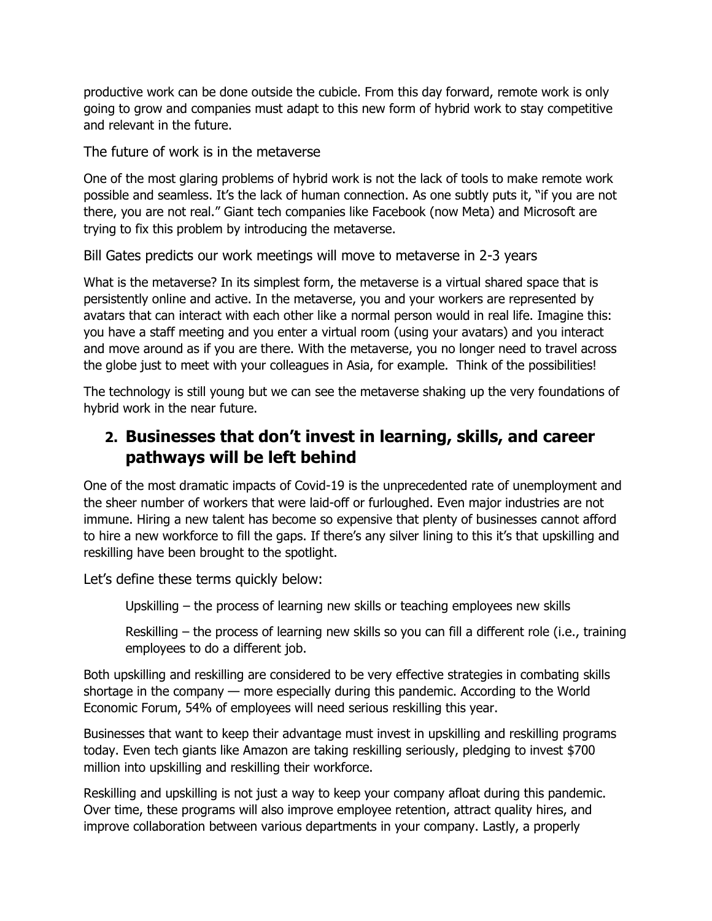productive work can be done outside the cubicle. From this day forward, remote work is only going to grow and companies must adapt to this new form of hybrid work to stay competitive and relevant in the future.

### The future of work is in the metaverse

One of the most glaring problems of hybrid work is not the lack of tools to make remote work possible and seamless. It's the lack of human connection. As one subtly puts it, "if you are not there, you are not real." Giant tech companies like Facebook (now Meta) and Microsoft are trying to fix this problem by introducing the metaverse.

### Bill Gates predicts our work meetings will move to metaverse in 2-3 years

What is the metaverse? In its simplest form, the metaverse is a virtual shared space that is persistently online and active. In the metaverse, you and your workers are represented by avatars that can interact with each other like a normal person would in real life. Imagine this: you have a staff meeting and you enter a virtual room (using your avatars) and you interact and move around as if you are there. With the metaverse, you no longer need to travel across the globe just to meet with your colleagues in Asia, for example. Think of the possibilities!

The technology is still young but we can see the metaverse shaking up the very foundations of hybrid work in the near future.

## 2. Businesses that don't invest in learning, skills, and career pathways will be left behind

One of the most dramatic impacts of Covid-19 is the unprecedented rate of unemployment and the sheer number of workers that were laid-off or furloughed. Even major industries are not immune. Hiring a new talent has become so expensive that plenty of businesses cannot afford to hire a new workforce to fill the gaps. If there's any silver lining to this it's that upskilling and reskilling have been brought to the spotlight.

Let's define these terms quickly below:

> Upskilling – the process of learning new skills or teaching employees new skills
>
> Reskilling – the process of learning new skills so you can fill a different role (i.e., training employees to do a different job.

Both upskilling and reskilling are considered to be very effective strategies in combating skills shortage in the company — more especially during this pandemic. According to the World Economic Forum, 54% of employees will need serious reskilling this year.

Businesses that want to keep their advantage must invest in upskilling and reskilling programs today. Even tech giants like Amazon are taking reskilling seriously, pledging to invest $700 million into upskilling and reskilling their workforce.

Reskilling and upskilling is not just a way to keep your company afloat during this pandemic. Over time, these programs will also improve employee retention, attract quality hires, and improve collaboration between various departments in your company. Lastly, a properly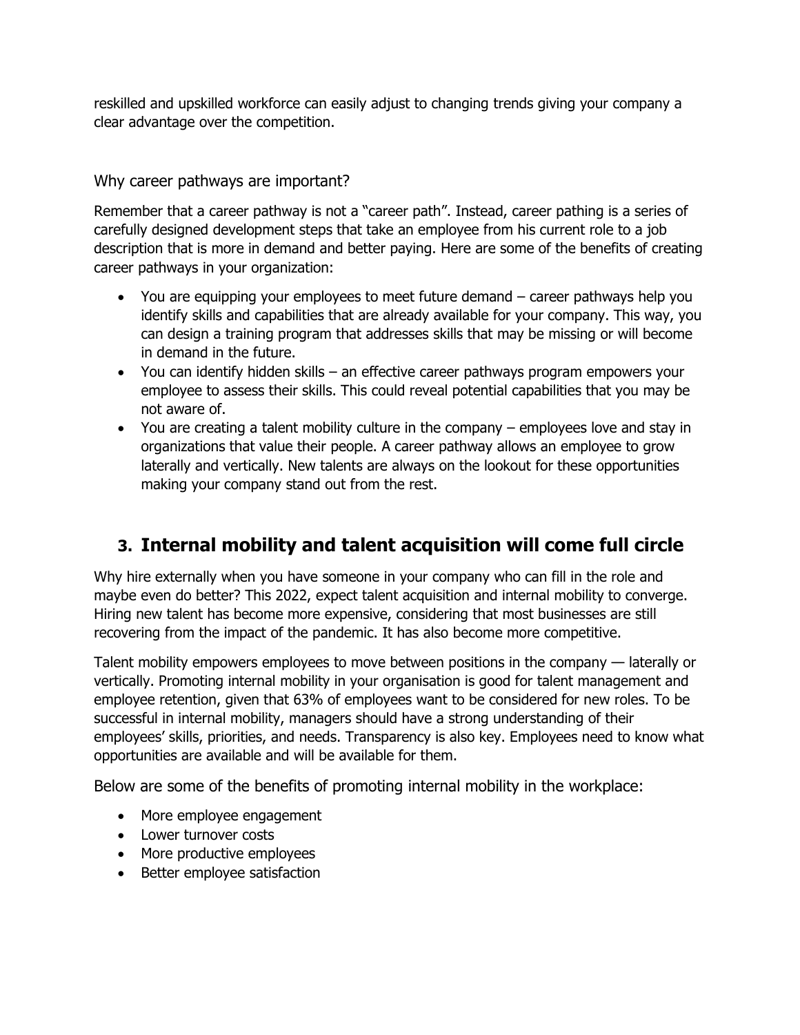reskilled and upskilled workforce can easily adjust to changing trends giving your company a clear advantage over the competition.

### Why career pathways are important?

Remember that a career pathway is not a "career path". Instead, career pathing is a series of carefully designed development steps that take an employee from his current role to a job description that is more in demand and better paying. Here are some of the benefits of creating career pathways in your organization:

- You are equipping your employees to meet future demand – career pathways help you identify skills and capabilities that are already available for your company. This way, you can design a training program that addresses skills that may be missing or will become in demand in the future.
- You can identify hidden skills – an effective career pathways program empowers your employee to assess their skills. This could reveal potential capabilities that you may be not aware of.
- You are creating a talent mobility culture in the company – employees love and stay in organizations that value their people. A career pathway allows an employee to grow laterally and vertically. New talents are always on the lookout for these opportunities making your company stand out from the rest.

## 3. Internal mobility and talent acquisition will come full circle

Why hire externally when you have someone in your company who can fill in the role and maybe even do better? This 2022, expect talent acquisition and internal mobility to converge. Hiring new talent has become more expensive, considering that most businesses are still recovering from the impact of the pandemic. It has also become more competitive.

Talent mobility empowers employees to move between positions in the company — laterally or vertically. Promoting internal mobility in your organisation is good for talent management and employee retention, given that 63% of employees want to be considered for new roles. To be successful in internal mobility, managers should have a strong understanding of their employees' skills, priorities, and needs. Transparency is also key. Employees need to know what opportunities are available and will be available for them.

Below are some of the benefits of promoting internal mobility in the workplace:

- More employee engagement
- Lower turnover costs
- More productive employees
- Better employee satisfaction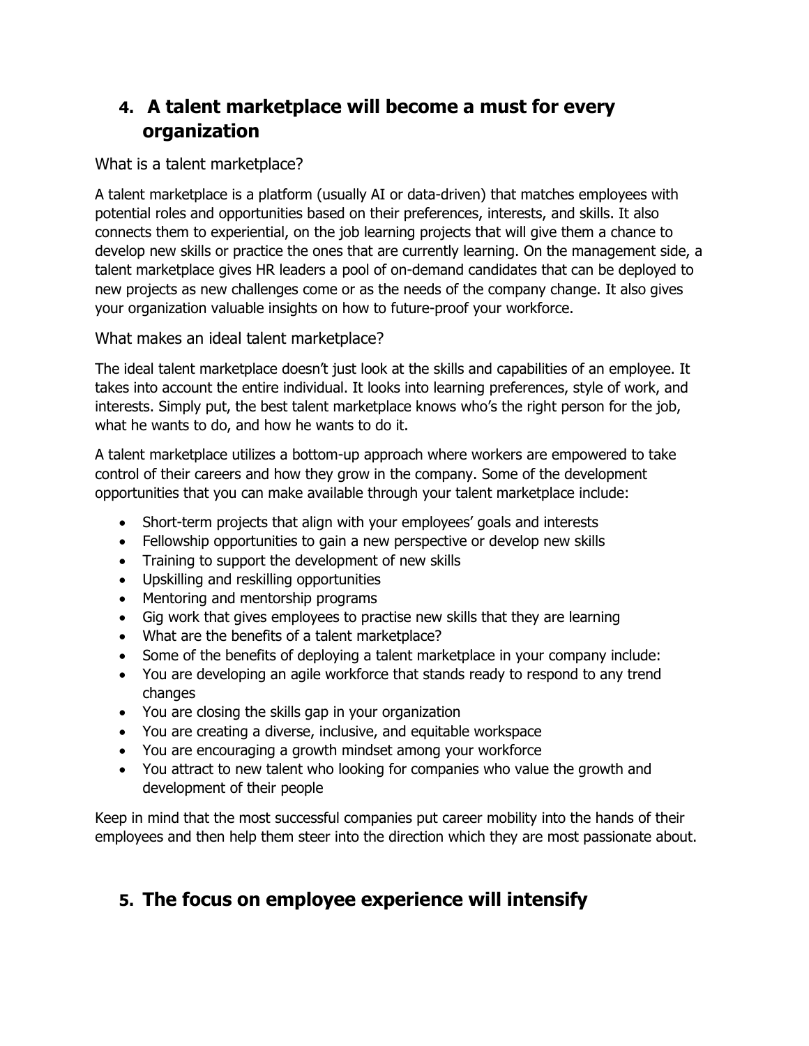## 4. A talent marketplace will become a must for every organization

What is a talent marketplace?

A talent marketplace is a platform (usually AI or data-driven) that matches employees with potential roles and opportunities based on their preferences, interests, and skills. It also connects them to experiential, on the job learning projects that will give them a chance to develop new skills or practice the ones that are currently learning. On the management side, a talent marketplace gives HR leaders a pool of on-demand candidates that can be deployed to new projects as new challenges come or as the needs of the company change. It also gives your organization valuable insights on how to future-proof your workforce.

What makes an ideal talent marketplace?

The ideal talent marketplace doesn't just look at the skills and capabilities of an employee. It takes into account the entire individual. It looks into learning preferences, style of work, and interests. Simply put, the best talent marketplace knows who's the right person for the job, what he wants to do, and how he wants to do it.

A talent marketplace utilizes a bottom-up approach where workers are empowered to take control of their careers and how they grow in the company. Some of the development opportunities that you can make available through your talent marketplace include:

- Short-term projects that align with your employees' goals and interests
- Fellowship opportunities to gain a new perspective or develop new skills
- Training to support the development of new skills
- Upskilling and reskilling opportunities
- Mentoring and mentorship programs
- Gig work that gives employees to practise new skills that they are learning
- What are the benefits of a talent marketplace?
- Some of the benefits of deploying a talent marketplace in your company include:
- You are developing an agile workforce that stands ready to respond to any trend changes
- You are closing the skills gap in your organization
- You are creating a diverse, inclusive, and equitable workspace
- You are encouraging a growth mindset among your workforce
- You attract to new talent who looking for companies who value the growth and development of their people

Keep in mind that the most successful companies put career mobility into the hands of their employees and then help them steer into the direction which they are most passionate about.

## 5. The focus on employee experience will intensify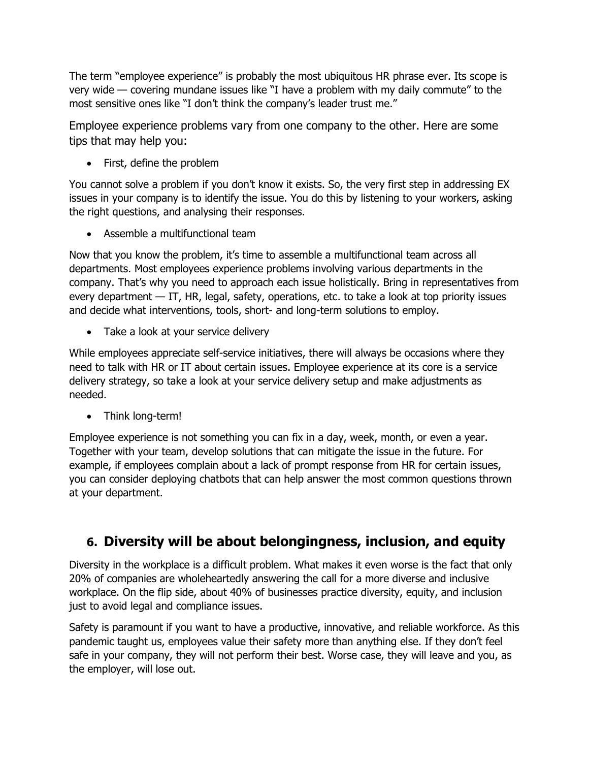The term "employee experience" is probably the most ubiquitous HR phrase ever. Its scope is very wide — covering mundane issues like "I have a problem with my daily commute" to the most sensitive ones like "I don't think the company's leader trust me."

Employee experience problems vary from one company to the other. Here are some tips that may help you:

- First, define the problem

You cannot solve a problem if you don't know it exists. So, the very first step in addressing EX issues in your company is to identify the issue. You do this by listening to your workers, asking the right questions, and analysing their responses.

- Assemble a multifunctional team

Now that you know the problem, it's time to assemble a multifunctional team across all departments. Most employees experience problems involving various departments in the company. That's why you need to approach each issue holistically. Bring in representatives from every department — IT, HR, legal, safety, operations, etc. to take a look at top priority issues and decide what interventions, tools, short- and long-term solutions to employ.

- Take a look at your service delivery

While employees appreciate self-service initiatives, there will always be occasions where they need to talk with HR or IT about certain issues. Employee experience at its core is a service delivery strategy, so take a look at your service delivery setup and make adjustments as needed.

- Think long-term!

Employee experience is not something you can fix in a day, week, month, or even a year. Together with your team, develop solutions that can mitigate the issue in the future. For example, if employees complain about a lack of prompt response from HR for certain issues, you can consider deploying chatbots that can help answer the most common questions thrown at your department.

## 6. Diversity will be about belongingness, inclusion, and equity

Diversity in the workplace is a difficult problem. What makes it even worse is the fact that only 20% of companies are wholeheartedly answering the call for a more diverse and inclusive workplace. On the flip side, about 40% of businesses practice diversity, equity, and inclusion just to avoid legal and compliance issues.

Safety is paramount if you want to have a productive, innovative, and reliable workforce. As this pandemic taught us, employees value their safety more than anything else. If they don't feel safe in your company, they will not perform their best. Worse case, they will leave and you, as the employer, will lose out.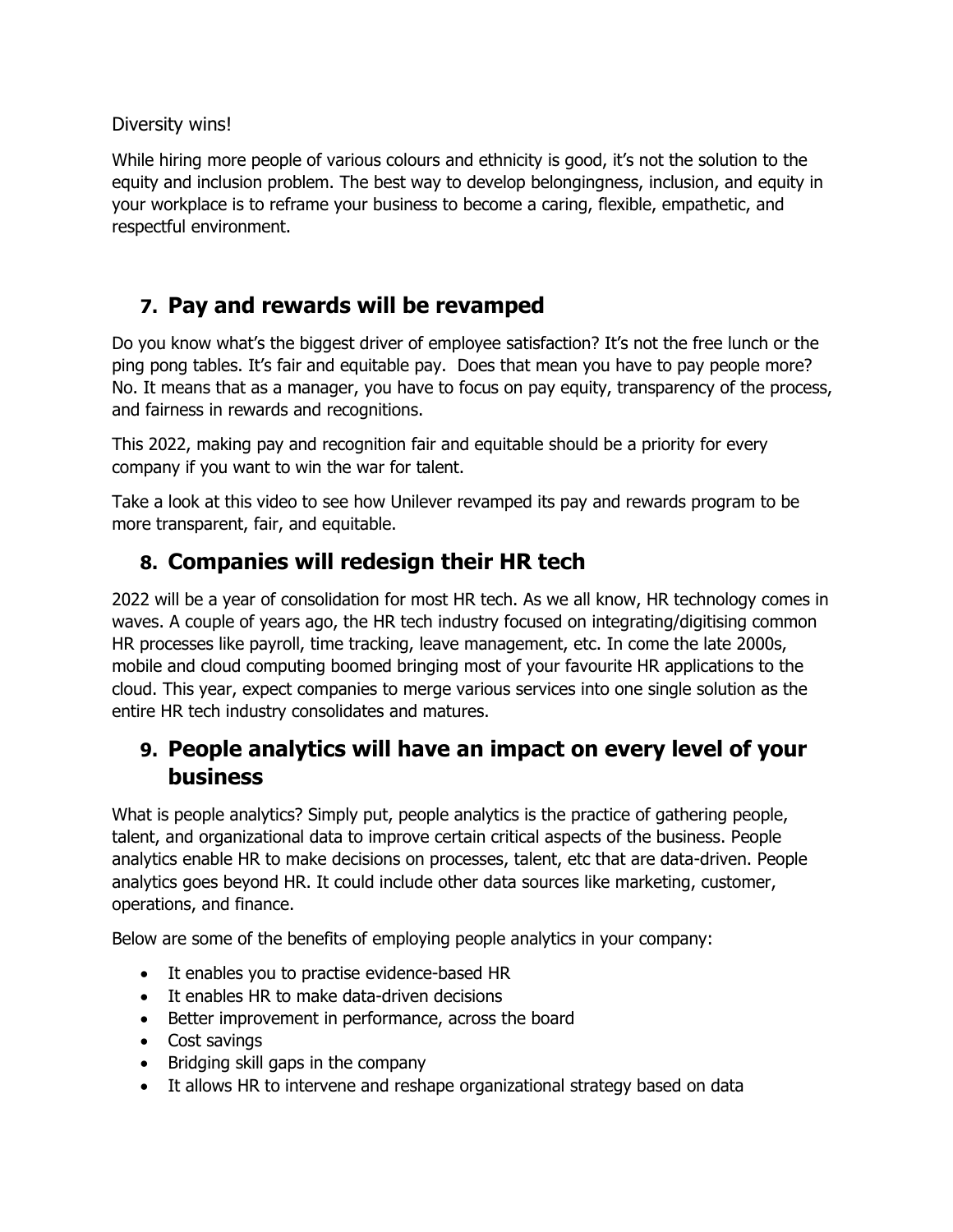Diversity wins!

While hiring more people of various colours and ethnicity is good, it's not the solution to the equity and inclusion problem. The best way to develop belongingness, inclusion, and equity in your workplace is to reframe your business to become a caring, flexible, empathetic, and respectful environment.

## 7. Pay and rewards will be revamped

Do you know what's the biggest driver of employee satisfaction? It's not the free lunch or the ping pong tables. It's fair and equitable pay. Does that mean you have to pay people more? No. It means that as a manager, you have to focus on pay equity, transparency of the process, and fairness in rewards and recognitions.

This 2022, making pay and recognition fair and equitable should be a priority for every company if you want to win the war for talent.

Take a look at this video to see how Unilever revamped its pay and rewards program to be more transparent, fair, and equitable.

## 8. Companies will redesign their HR tech

2022 will be a year of consolidation for most HR tech. As we all know, HR technology comes in waves. A couple of years ago, the HR tech industry focused on integrating/digitising common HR processes like payroll, time tracking, leave management, etc. In come the late 2000s, mobile and cloud computing boomed bringing most of your favourite HR applications to the cloud. This year, expect companies to merge various services into one single solution as the entire HR tech industry consolidates and matures.

## 9. People analytics will have an impact on every level of your business

What is people analytics? Simply put, people analytics is the practice of gathering people, talent, and organizational data to improve certain critical aspects of the business. People analytics enable HR to make decisions on processes, talent, etc that are data-driven. People analytics goes beyond HR. It could include other data sources like marketing, customer, operations, and finance.

Below are some of the benefits of employing people analytics in your company:

- It enables you to practise evidence-based HR
- It enables HR to make data-driven decisions
- Better improvement in performance, across the board
- Cost savings
- Bridging skill gaps in the company
- It allows HR to intervene and reshape organizational strategy based on data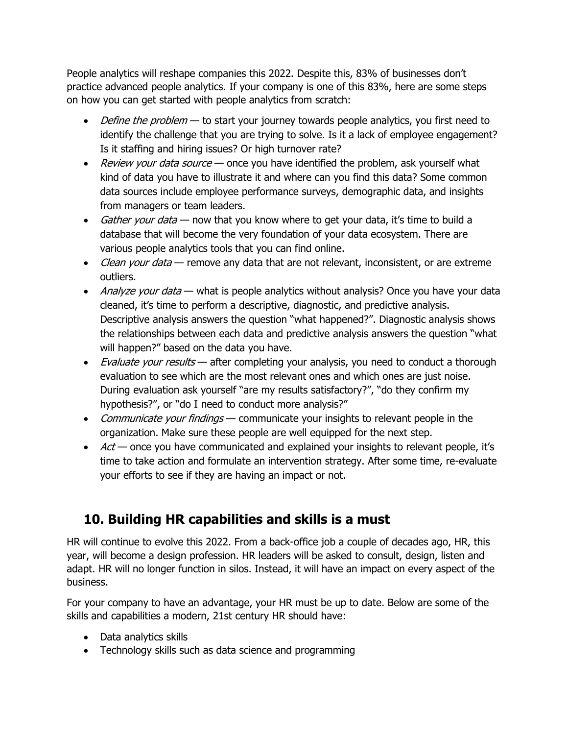People analytics will reshape companies this 2022. Despite this, 83% of businesses don't practice advanced people analytics. If your company is one of this 83%, here are some steps on how you can get started with people analytics from scratch:

- *Define the problem* — to start your journey towards people analytics, you first need to identify the challenge that you are trying to solve. Is it a lack of employee engagement? Is it staffing and hiring issues? Or high turnover rate?
- *Review your data source* — once you have identified the problem, ask yourself what kind of data you have to illustrate it and where can you find this data? Some common data sources include employee performance surveys, demographic data, and insights from managers or team leaders.
- *Gather your data* — now that you know where to get your data, it's time to build a database that will become the very foundation of your data ecosystem. There are various people analytics tools that you can find online.
- *Clean your data* — remove any data that are not relevant, inconsistent, or are extreme outliers.
- *Analyze your data* — what is people analytics without analysis? Once you have your data cleaned, it's time to perform a descriptive, diagnostic, and predictive analysis. Descriptive analysis answers the question "what happened?". Diagnostic analysis shows the relationships between each data and predictive analysis answers the question "what will happen?" based on the data you have.
- *Evaluate your results* — after completing your analysis, you need to conduct a thorough evaluation to see which are the most relevant ones and which ones are just noise. During evaluation ask yourself "are my results satisfactory?", "do they confirm my hypothesis?", or "do I need to conduct more analysis?"
- *Communicate your findings* — communicate your insights to relevant people in the organization. Make sure these people are well equipped for the next step.
- *Act* — once you have communicated and explained your insights to relevant people, it's time to take action and formulate an intervention strategy. After some time, re-evaluate your efforts to see if they are having an impact or not.

## 10. Building HR capabilities and skills is a must

HR will continue to evolve this 2022. From a back-office job a couple of decades ago, HR, this year, will become a design profession. HR leaders will be asked to consult, design, listen and adapt. HR will no longer function in silos. Instead, it will have an impact on every aspect of the business.

For your company to have an advantage, your HR must be up to date. Below are some of the skills and capabilities a modern, 21st century HR should have:

- Data analytics skills
- Technology skills such as data science and programming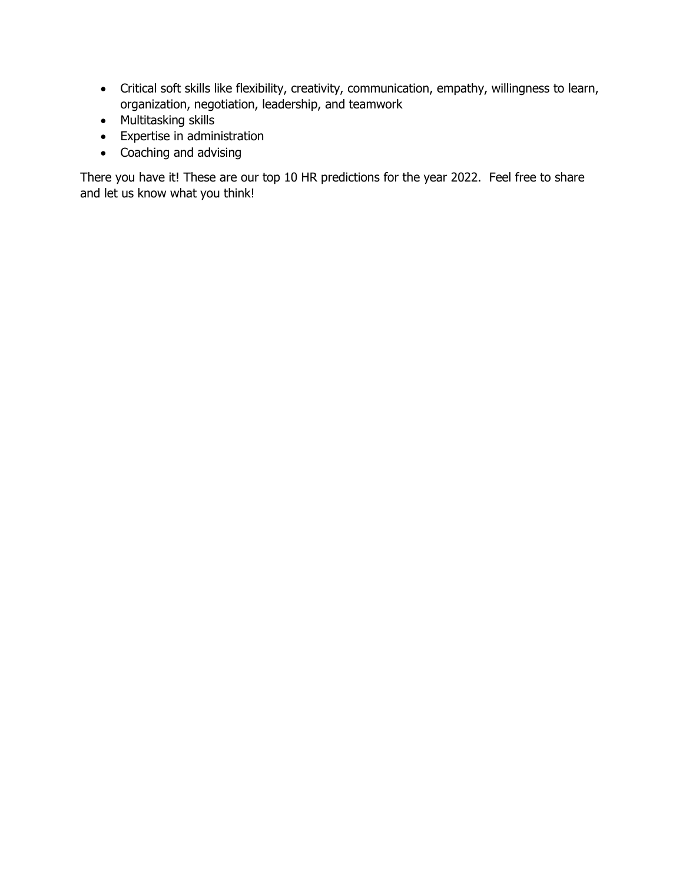- Critical soft skills like flexibility, creativity, communication, empathy, willingness to learn, organization, negotiation, leadership, and teamwork
- Multitasking skills
- Expertise in administration
- Coaching and advising

There you have it! These are our top 10 HR predictions for the year 2022. Feel free to share and let us know what you think!